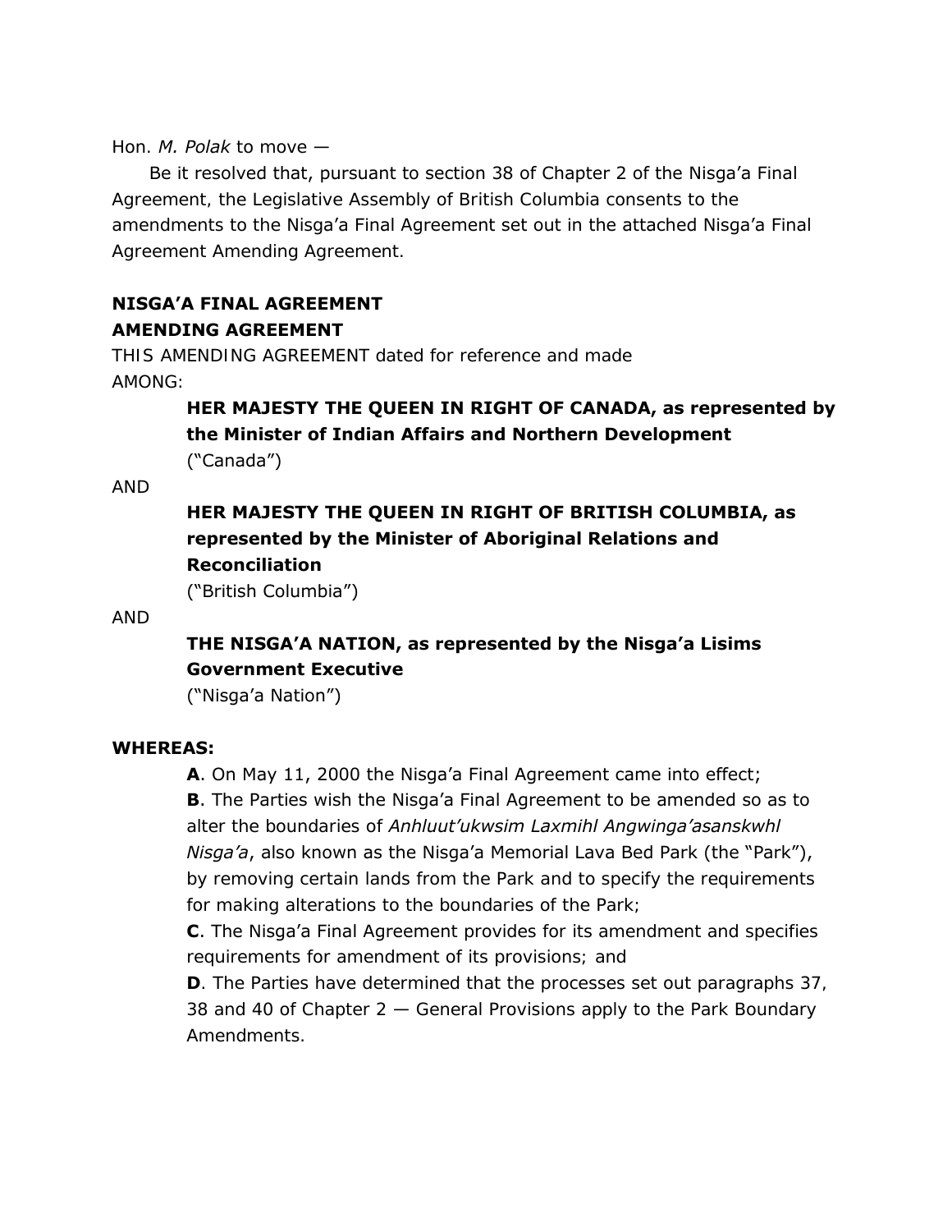Hon. *M. Polak* to move —

Be it resolved that, pursuant to section 38 of Chapter 2 of the Nisga’a Final Agreement, the Legislative Assembly of British Columbia consents to the amendments to the Nisga’a Final Agreement set out in the attached Nisga’a Final Agreement Amending Agreement.

**NISGA’A FINAL AGREEMENT**
**AMENDING AGREEMENT**

THIS AMENDING AGREEMENT dated for reference and made
AMONG:

> **HER MAJESTY THE QUEEN IN RIGHT OF CANADA, as represented by the Minister of Indian Affairs and Northern Development**
> (“Canada”)

AND

> **HER MAJESTY THE QUEEN IN RIGHT OF BRITISH COLUMBIA, as represented by the Minister of Aboriginal Relations and Reconciliation**
> (“British Columbia”)

AND

> **THE NISGA’A NATION, as represented by the Nisga’a Lisims Government Executive**
> (“Nisga’a Nation”)

**WHEREAS:**

> **A**. On May 11, 2000 the Nisga’a Final Agreement came into effect;
>
> **B**. The Parties wish the Nisga’a Final Agreement to be amended so as to alter the boundaries of *Anhluut’ukwsim Laxmihl Angwinga’asanskwhl Nisga’a*, also known as the Nisga’a Memorial Lava Bed Park (the “Park”), by removing certain lands from the Park and to specify the requirements for making alterations to the boundaries of the Park;
>
> **C**. The Nisga’a Final Agreement provides for its amendment and specifies requirements for amendment of its provisions; and
>
> **D**. The Parties have determined that the processes set out paragraphs 37, 38 and 40 of Chapter 2 — General Provisions apply to the Park Boundary Amendments.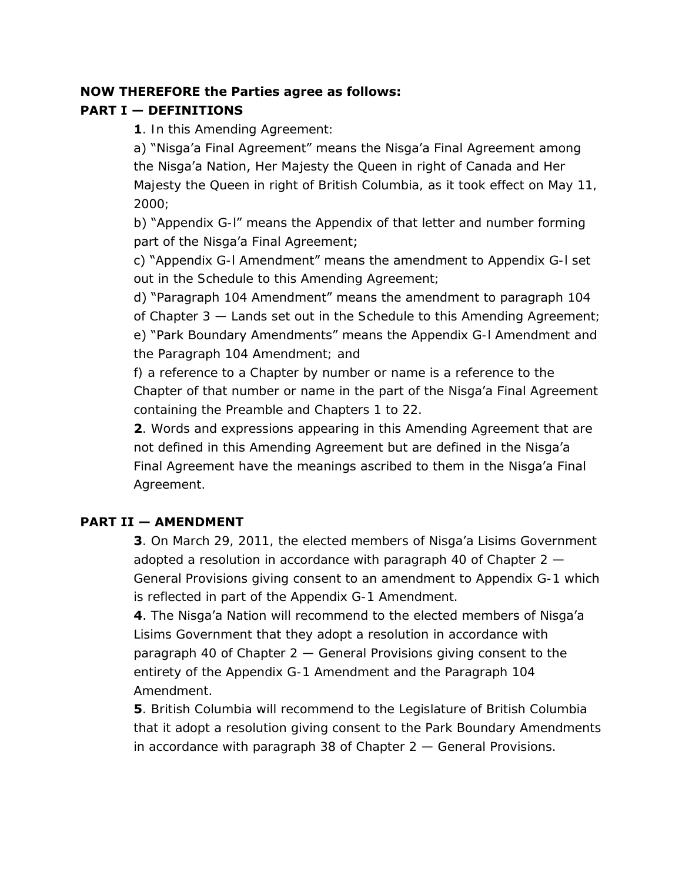**NOW THEREFORE the Parties agree as follows:**

**PART I — DEFINITIONS**

**1**. In this Amending Agreement:

a) "Nisga'a Final Agreement" means the Nisga'a Final Agreement among the Nisga'a Nation, Her Majesty the Queen in right of Canada and Her Majesty the Queen in right of British Columbia, as it took effect on May 11, 2000;

b) "Appendix G-l" means the Appendix of that letter and number forming part of the Nisga'a Final Agreement;

c) "Appendix G-l Amendment" means the amendment to Appendix G-l set out in the Schedule to this Amending Agreement;

d) "Paragraph 104 Amendment" means the amendment to paragraph 104 of Chapter 3 — Lands set out in the Schedule to this Amending Agreement;

e) "Park Boundary Amendments" means the Appendix G-l Amendment and the Paragraph 104 Amendment; and

f) a reference to a Chapter by number or name is a reference to the Chapter of that number or name in the part of the Nisga'a Final Agreement containing the Preamble and Chapters 1 to 22.

**2**. Words and expressions appearing in this Amending Agreement that are not defined in this Amending Agreement but are defined in the Nisga'a Final Agreement have the meanings ascribed to them in the Nisga'a Final Agreement.

**PART II — AMENDMENT**

**3**. On March 29, 2011, the elected members of Nisga'a Lisims Government adopted a resolution in accordance with paragraph 40 of Chapter 2 — General Provisions giving consent to an amendment to Appendix G-1 which is reflected in part of the Appendix G-1 Amendment.

**4**. The Nisga'a Nation will recommend to the elected members of Nisga'a Lisims Government that they adopt a resolution in accordance with paragraph 40 of Chapter 2 — General Provisions giving consent to the entirety of the Appendix G-1 Amendment and the Paragraph 104 Amendment.

**5**. British Columbia will recommend to the Legislature of British Columbia that it adopt a resolution giving consent to the Park Boundary Amendments in accordance with paragraph 38 of Chapter 2 — General Provisions.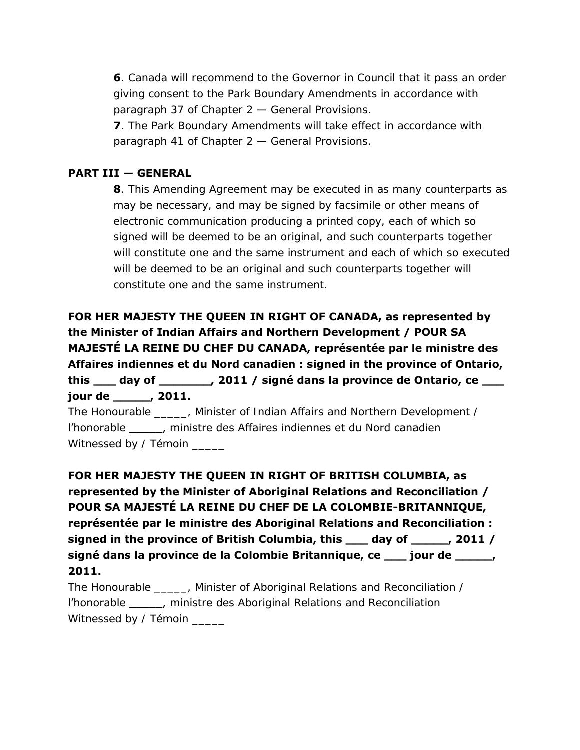**6**. Canada will recommend to the Governor in Council that it pass an order giving consent to the Park Boundary Amendments in accordance with paragraph 37 of Chapter 2 — General Provisions.

**7**. The Park Boundary Amendments will take effect in accordance with paragraph 41 of Chapter 2 — General Provisions.

**PART III — GENERAL**

**8**. This Amending Agreement may be executed in as many counterparts as may be necessary, and may be signed by facsimile or other means of electronic communication producing a printed copy, each of which so signed will be deemed to be an original, and such counterparts together will constitute one and the same instrument and each of which so executed will be deemed to be an original and such counterparts together will constitute one and the same instrument.

**FOR HER MAJESTY THE QUEEN IN RIGHT OF CANADA, as represented by the Minister of Indian Affairs and Northern Development / POUR SA MAJESTÉ LA REINE DU CHEF DU CANADA, représentée par le ministre des Affaires indiennes et du Nord canadien : signed in the province of Ontario, this ___ day of _______, 2011 / signé dans la province de Ontario, ce ___ jour de _____, 2011.**

The Honourable _____, Minister of Indian Affairs and Northern Development / l'honorable _____, ministre des Affaires indiennes et du Nord canadien

Witnessed by / Témoin _____

**FOR HER MAJESTY THE QUEEN IN RIGHT OF BRITISH COLUMBIA, as represented by the Minister of Aboriginal Relations and Reconciliation / POUR SA MAJESTÉ LA REINE DU CHEF DE LA COLOMBIE-BRITANNIQUE, représentée par le ministre des Aboriginal Relations and Reconciliation : signed in the province of British Columbia, this ___ day of _____, 2011 / signé dans la province de la Colombie Britannique, ce ___ jour de _____, 2011.**

The Honourable _____, Minister of Aboriginal Relations and Reconciliation / l'honorable _____, ministre des Aboriginal Relations and Reconciliation

Witnessed by / Témoin _____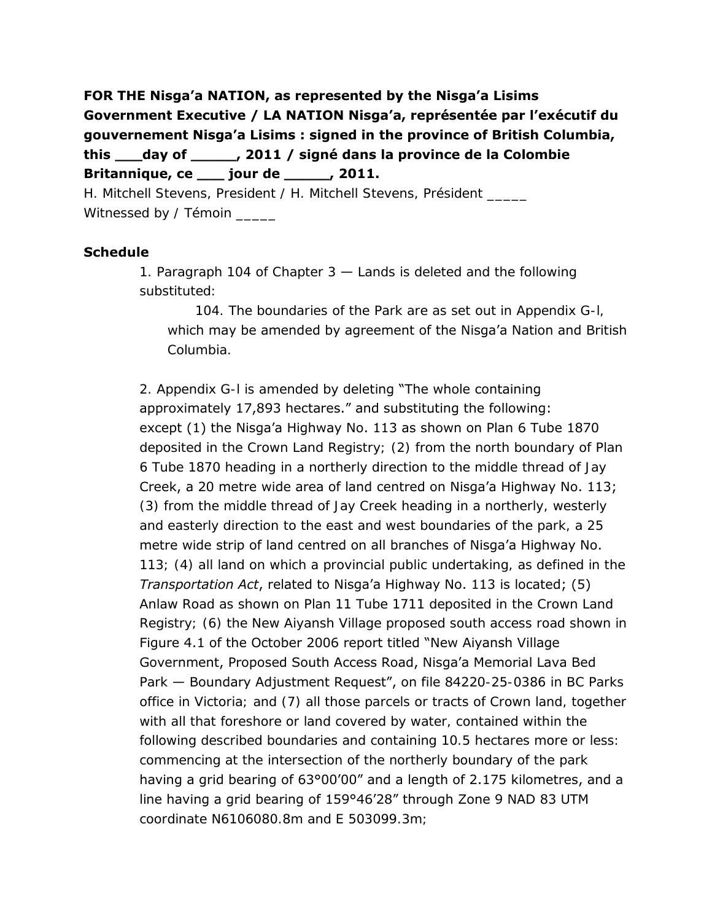**FOR THE Nisga'a NATION, as represented by the Nisga'a Lisims Government Executive / LA NATION Nisga'a, représentée par l'exécutif du gouvernement Nisga'a Lisims : signed in the province of British Columbia, this ___day of _____, 2011 / signé dans la province de la Colombie Britannique, ce ___ jour de _____, 2011.**

H. Mitchell Stevens, President / H. Mitchell Stevens, Président _____

Witnessed by / Témoin _____

**Schedule**

1. Paragraph 104 of Chapter 3 — Lands is deleted and the following substituted:

    104. The boundaries of the Park are as set out in Appendix G-l, which may be amended by agreement of the Nisga'a Nation and British Columbia.

2. Appendix G-l is amended by deleting "The whole containing approximately 17,893 hectares." and substituting the following: except (1) the Nisga'a Highway No. 113 as shown on Plan 6 Tube 1870 deposited in the Crown Land Registry; (2) from the north boundary of Plan 6 Tube 1870 heading in a northerly direction to the middle thread of Jay Creek, a 20 metre wide area of land centred on Nisga'a Highway No. 113; (3) from the middle thread of Jay Creek heading in a northerly, westerly and easterly direction to the east and west boundaries of the park, a 25 metre wide strip of land centred on all branches of Nisga'a Highway No. 113; (4) all land on which a provincial public undertaking, as defined in the *Transportation Act*, related to Nisga'a Highway No. 113 is located; (5) Anlaw Road as shown on Plan 11 Tube 1711 deposited in the Crown Land Registry; (6) the New Aiyansh Village proposed south access road shown in Figure 4.1 of the October 2006 report titled "New Aiyansh Village Government, Proposed South Access Road, Nisga'a Memorial Lava Bed Park — Boundary Adjustment Request", on file 84220-25-0386 in BC Parks office in Victoria; and (7) all those parcels or tracts of Crown land, together with all that foreshore or land covered by water, contained within the following described boundaries and containing 10.5 hectares more or less: commencing at the intersection of the northerly boundary of the park having a grid bearing of 63°00'00" and a length of 2.175 kilometres, and a line having a grid bearing of 159°46'28" through Zone 9 NAD 83 UTM coordinate N6106080.8m and E 503099.3m;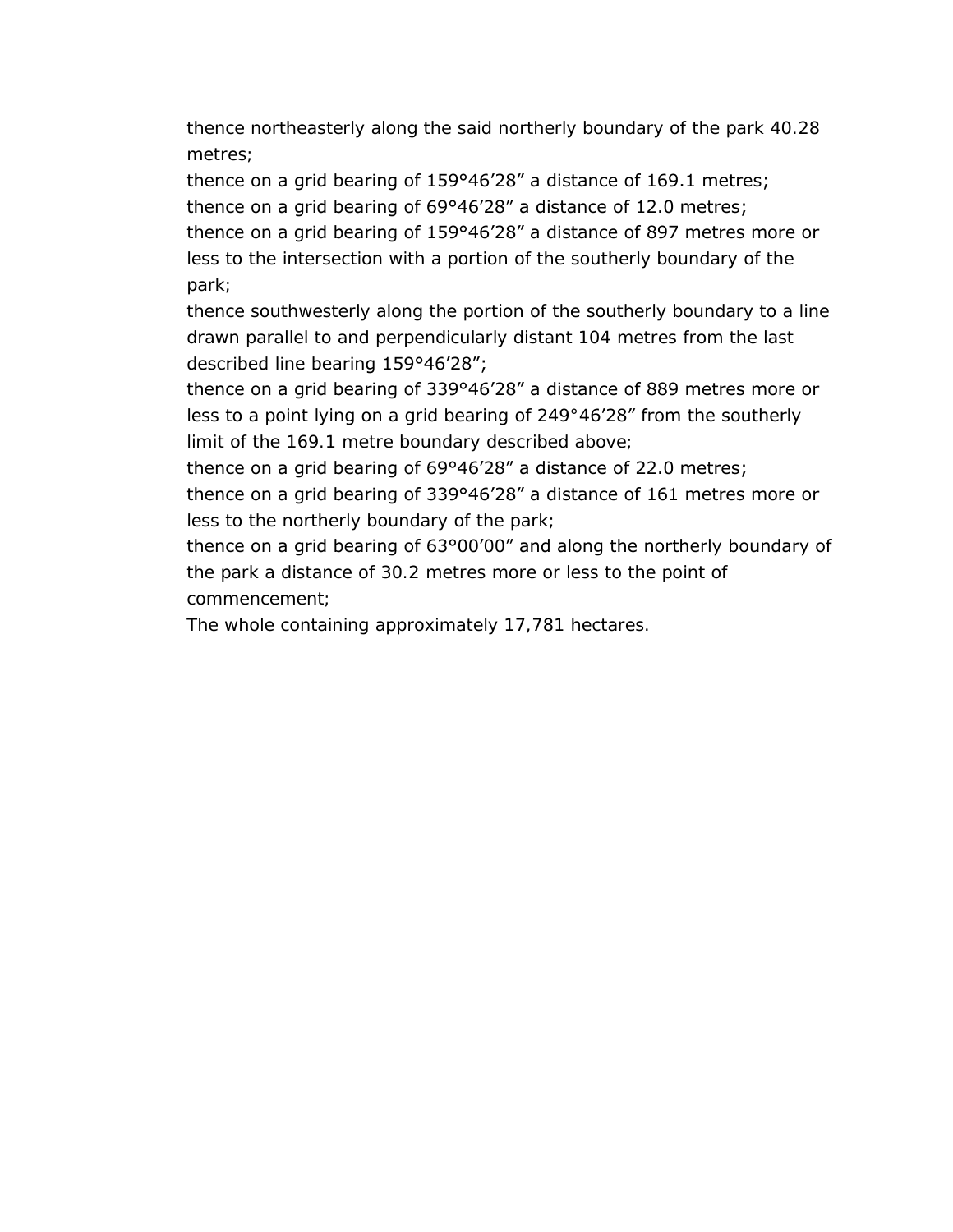thence northeasterly along the said northerly boundary of the park 40.28 metres;
thence on a grid bearing of 159°46’28” a distance of 169.1 metres;
thence on a grid bearing of 69°46’28” a distance of 12.0 metres;
thence on a grid bearing of 159°46’28” a distance of 897 metres more or less to the intersection with a portion of the southerly boundary of the park;
thence southwesterly along the portion of the southerly boundary to a line drawn parallel to and perpendicularly distant 104 metres from the last described line bearing 159°46’28”;
thence on a grid bearing of 339°46’28” a distance of 889 metres more or less to a point lying on a grid bearing of 249°46’28” from the southerly limit of the 169.1 metre boundary described above;
thence on a grid bearing of 69°46’28” a distance of 22.0 metres;
thence on a grid bearing of 339°46’28” a distance of 161 metres more or less to the northerly boundary of the park;
thence on a grid bearing of 63°00’00” and along the northerly boundary of the park a distance of 30.2 metres more or less to the point of commencement;
The whole containing approximately 17,781 hectares.